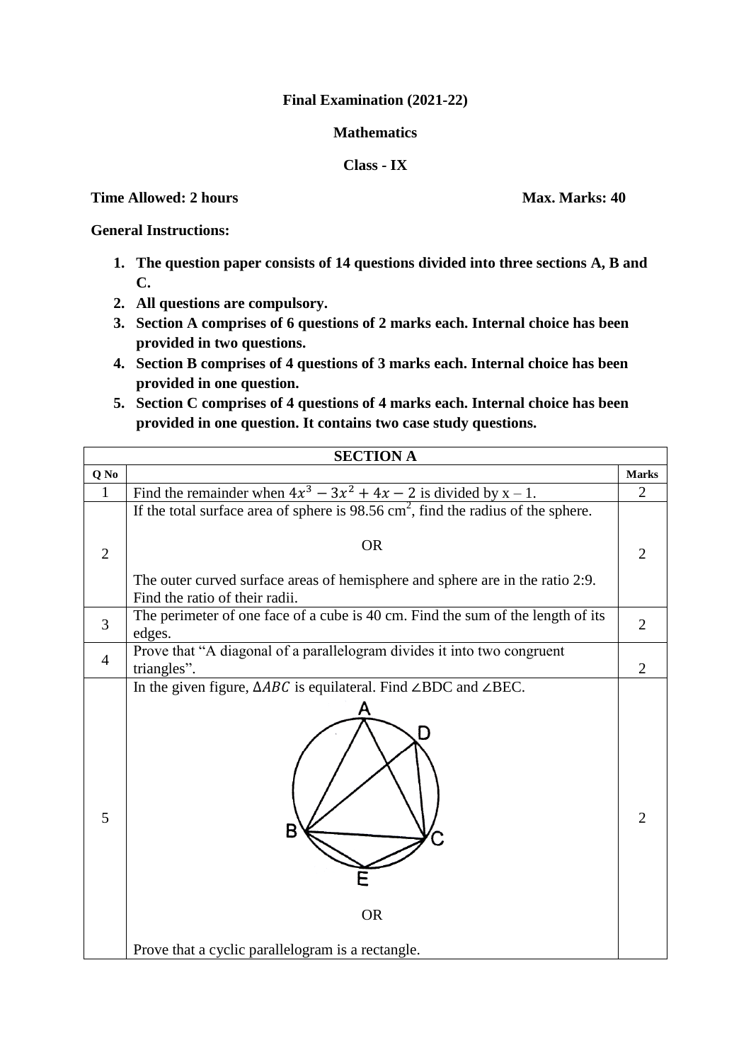**Final Examination (2021-22)**

**Mathematics**

**Class - IX**

**Time Allowed: 2 hours** **Max. Marks: 40**

**General Instructions:**

1. **The question paper consists of 14 questions divided into three sections A, B and C.**
2. **All questions are compulsory.**
3. **Section A comprises of 6 questions of 2 marks each. Internal choice has been provided in two questions.**
4. **Section B comprises of 4 questions of 3 marks each. Internal choice has been provided in one question.**
5. **Section C comprises of 4 questions of 4 marks each. Internal choice has been provided in one question. It contains two case study questions.**

| **SECTION A** | | |
|---|---|---|
| **Q No** | | **Marks** |
| 1 | Find the remainder when $4x^3 - 3x^2 + 4x - 2$ is divided by x – 1. | 2 |
| 2 | If the total surface area of sphere is 98.56 cm$^2$, find the radius of the sphere. <br><br> OR <br><br> The outer curved surface areas of hemisphere and sphere are in the ratio 2:9. Find the ratio of their radii. | 2 |
| 3 | The perimeter of one face of a cube is 40 cm. Find the sum of the length of its edges. | 2 |
| 4 | Prove that "A diagonal of a parallelogram divides it into two congruent triangles". | 2 |
| 5 | In the given figure, $\Delta ABC$ is equilateral. Find ∠BDC and ∠BEC. <br><br> A D B C E <br><br> OR <br><br> Prove that a cyclic parallelogram is a rectangle. | 2 |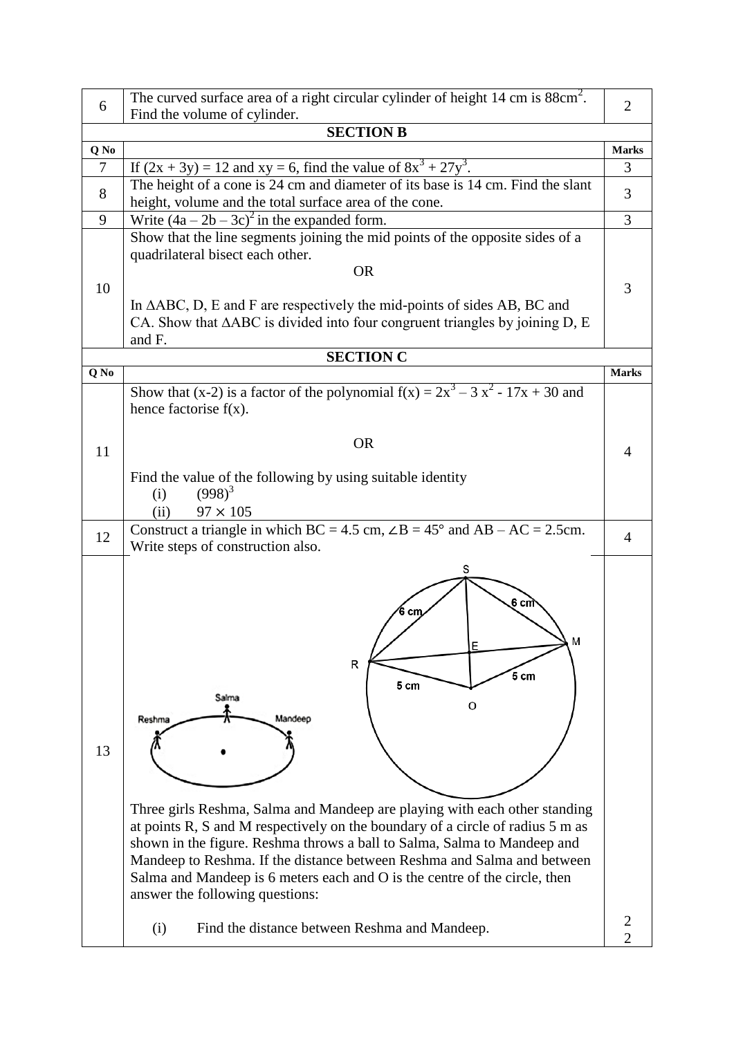| Q No | Question | Marks |
|---|---|---|
| 6 | The curved surface area of a right circular cylinder of height 14 cm is $88\text{cm}^2$. Find the volume of cylinder. | 2 |

**SECTION B**

| Q No | Question | Marks |
|---|---|---|
| 7 | If $(2x + 3y) = 12$ and $xy = 6$, find the value of $8x^3 + 27y^3$. | 3 |
| 8 | The height of a cone is 24 cm and diameter of its base is 14 cm. Find the slant height, volume and the total surface area of the cone. | 3 |
| 9 | Write $(4a - 2b - 3c)^2$ in the expanded form. | 3 |
| 10 | Show that the line segments joining the mid points of the opposite sides of a quadrilateral bisect each other.<br><br>OR<br><br>In $\Delta ABC$, D, E and F are respectively the mid-points of sides AB, BC and CA. Show that $\Delta ABC$ is divided into four congruent triangles by joining D, E and F. | 3 |

**SECTION C**

| Q No | Question | Marks |
|---|---|---|
| 11 | Show that $(x-2)$ is a factor of the polynomial $f(x) = 2x^3 - 3x^2 - 17x + 30$ and hence factorise $f(x)$.<br><br>OR<br><br>Find the value of the following by using suitable identity<br>(i) $(998)^3$<br>(ii) $97 \times 105$ | 4 |
| 12 | Construct a triangle in which BC = 4.5 cm, $\angle B = 45°$ and AB – AC = 2.5cm. Write steps of construction also. | 4 |
| 13 | Salma<br>Reshma<br>Mandeep<br>S<br>6 cm<br>6 cm<br>M<br>E<br>R<br>5 cm<br>5 cm<br>O<br><br>Three girls Reshma, Salma and Mandeep are playing with each other standing at points R, S and M respectively on the boundary of a circle of radius 5 m as shown in the figure. Reshma throws a ball to Salma, Salma to Mandeep and Mandeep to Reshma. If the distance between Reshma and Salma and between Salma and Mandeep is 6 meters each and O is the centre of the circle, then answer the following questions:<br><br>(i) Find the distance between Reshma and Mandeep. | 2<br>2 |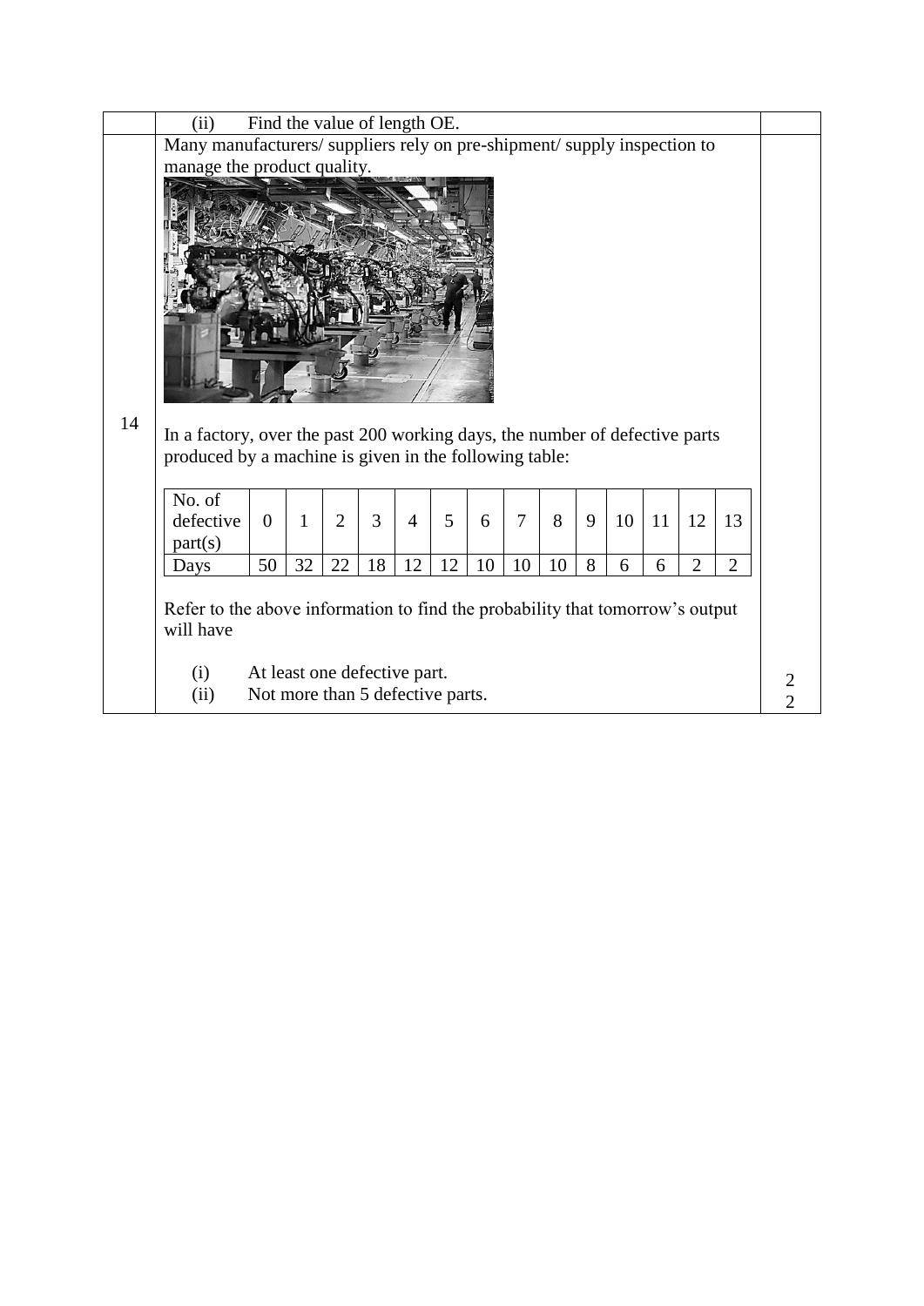(ii) Find the value of length OE.

**14**

Many manufacturers/ suppliers rely on pre-shipment/ supply inspection to manage the product quality.

In a factory, over the past 200 working days, the number of defective parts produced by a machine is given in the following table:

| No. of defective part(s) | 0 | 1 | 2 | 3 | 4 | 5 | 6 | 7 | 8 | 9 | 10 | 11 | 12 | 13 |
|---|---|---|---|---|---|---|---|---|---|---|---|---|---|---|
| Days | 50 | 32 | 22 | 18 | 12 | 12 | 10 | 10 | 10 | 8 | 6 | 6 | 2 | 2 |

Refer to the above information to find the probability that tomorrow's output will have

(i) At least one defective part. (2)

(ii) Not more than 5 defective parts. (2)